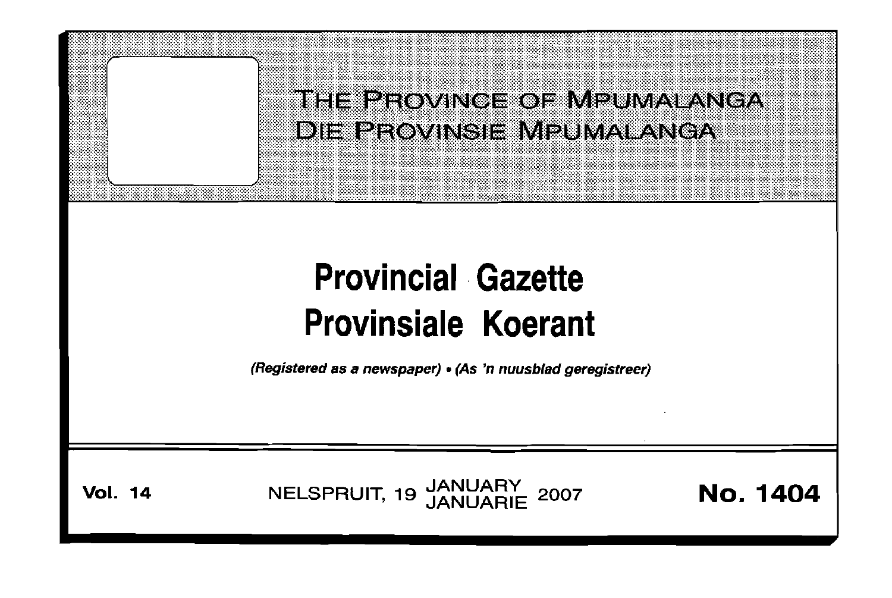THE PROVINCE OF MPUMALANGA
DIE PROVINSIE MPUMALANGA

# Provincial Gazette
# Provinsiale Koerant

*(Registered as a newspaper)* • *(As 'n nuusblad geregistreer)*

**Vol. 14** NELSPRUIT, 19 JANUARY JANUARIE 2007 **No. 1404**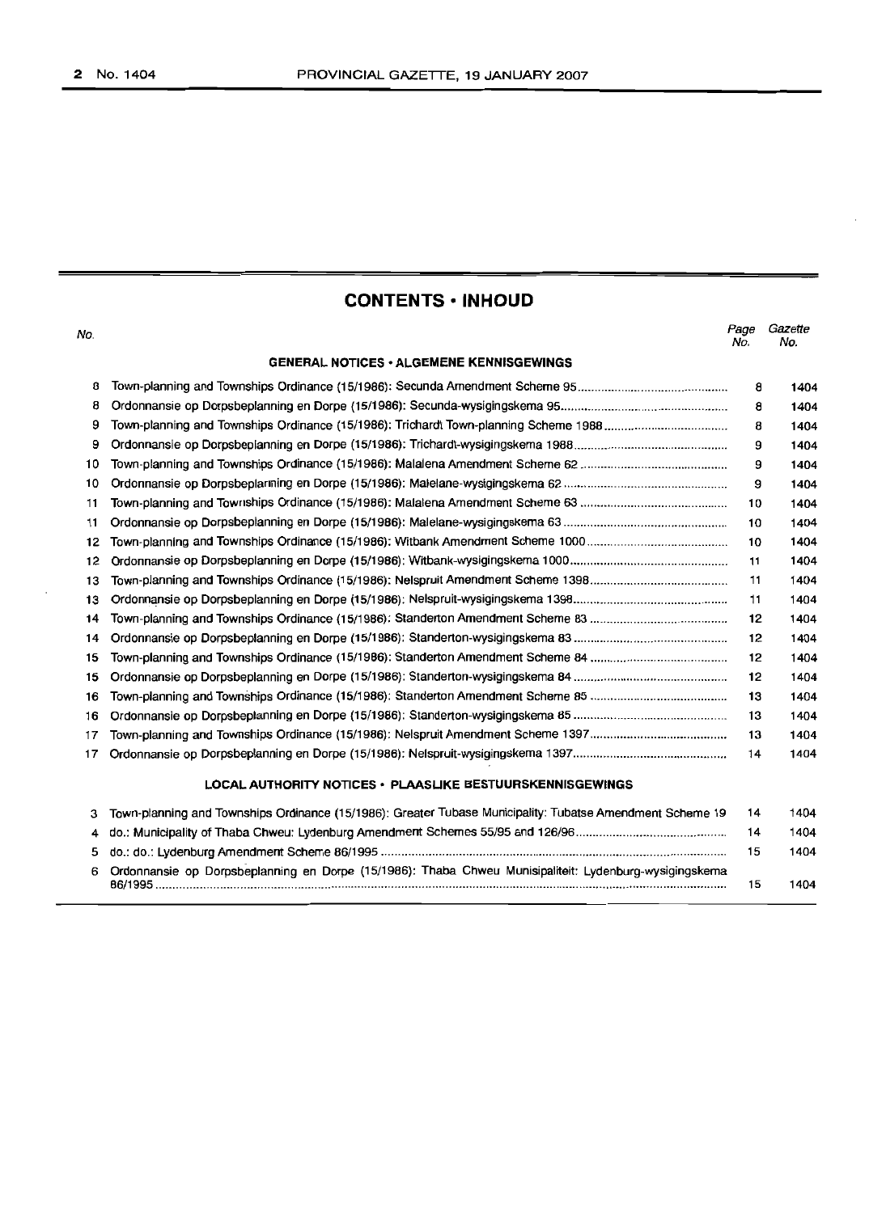## CONTENTS · INHOUD

| No. | | Page No. | Gazette No. |
|---|---|---|---|
| | **GENERAL NOTICES · ALGEMENE KENNISGEWINGS** | | |
| 8 | Town-planning and Townships Ordinance (15/1986): Secunda Amendment Scheme 95 | 8 | 1404 |
| 8 | Ordonnansie op Dorpsbeplanning en Dorpe (15/1986): Secunda-wysigingskema 95 | 8 | 1404 |
| 9 | Town-planning and Townships Ordinance (15/1986): Trichardt Town-planning Scheme 1988 | 8 | 1404 |
| 9 | Ordonnansie op Dorpsbeplanning en Dorpe (15/1986): Trichardt-wysigingskema 1988 | 9 | 1404 |
| 10 | Town-planning and Townships Ordinance (15/1986): Malalena Amendment Scheme 62 | 9 | 1404 |
| 10 | Ordonnansie op Dorpsbeplanning en Dorpe (15/1986): Malelane-wysigingskema 62 | 9 | 1404 |
| 11 | Town-planning and Townships Ordinance (15/1986): Malalena Amendment Scheme 63 | 10 | 1404 |
| 11 | Ordonnansie op Dorpsbeplanning en Dorpe (15/1986): Malelane-wysigingskema 63 | 10 | 1404 |
| 12 | Town-planning and Townships Ordinance (15/1986): Witbank Amendment Scheme 1000 | 10 | 1404 |
| 12 | Ordonnansie op Dorpsbeplanning en Dorpe (15/1986): Witbank-wysigingskema 1000 | 11 | 1404 |
| 13 | Town-planning and Townships Ordinance (15/1986): Nelspruit Amendment Scheme 1398 | 11 | 1404 |
| 13 | Ordonnansie op Dorpsbeplanning en Dorpe (15/1986): Nelspruit-wysigingskema 1398 | 11 | 1404 |
| 14 | Town-planning and Townships Ordinance (15/1986): Standerton Amendment Scheme 83 | 12 | 1404 |
| 14 | Ordonnansie op Dorpsbeplanning en Dorpe (15/1986): Standerton-wysigingskema 83 | 12 | 1404 |
| 15 | Town-planning and Townships Ordinance (15/1986): Standerton Amendment Scheme 84 | 12 | 1404 |
| 15 | Ordonnansie op Dorpsbeplanning en Dorpe (15/1986): Standerton-wysigingskema 84 | 12 | 1404 |
| 16 | Town-planning and Townships Ordinance (15/1986): Standerton Amendment Scheme 85 | 13 | 1404 |
| 16 | Ordonnansie op Dorpsbeplanning en Dorpe (15/1986): Standerton-wysigingskema 85 | 13 | 1404 |
| 17 | Town-planning and Townships Ordinance (15/1986): Nelspruit Amendment Scheme 1397 | 13 | 1404 |
| 17 | Ordonnansie op Dorpsbeplanning en Dorpe (15/1986): Nelspruit-wysigingskema 1397 | 14 | 1404 |
| | **LOCAL AUTHORITY NOTICES · PLAASLIKE BESTUURSKENNISGEWINGS** | | |
| 3 | Town-planning and Townships Ordinance (15/1986): Greater Tubase Municipality: Tubatse Amendment Scheme 19 | 14 | 1404 |
| 4 | do.: Municipality of Thaba Chweu: Lydenburg Amendment Schemes 55/95 and 126/96 | 14 | 1404 |
| 5 | do.: do.: Lydenburg Amendment Scheme 86/1995 | 15 | 1404 |
| 6 | Ordonnansie op Dorpsbeplanning en Dorpe (15/1986): Thaba Chweu Munisipaliteit: Lydenburg-wysigingskema 86/1995 | 15 | 1404 |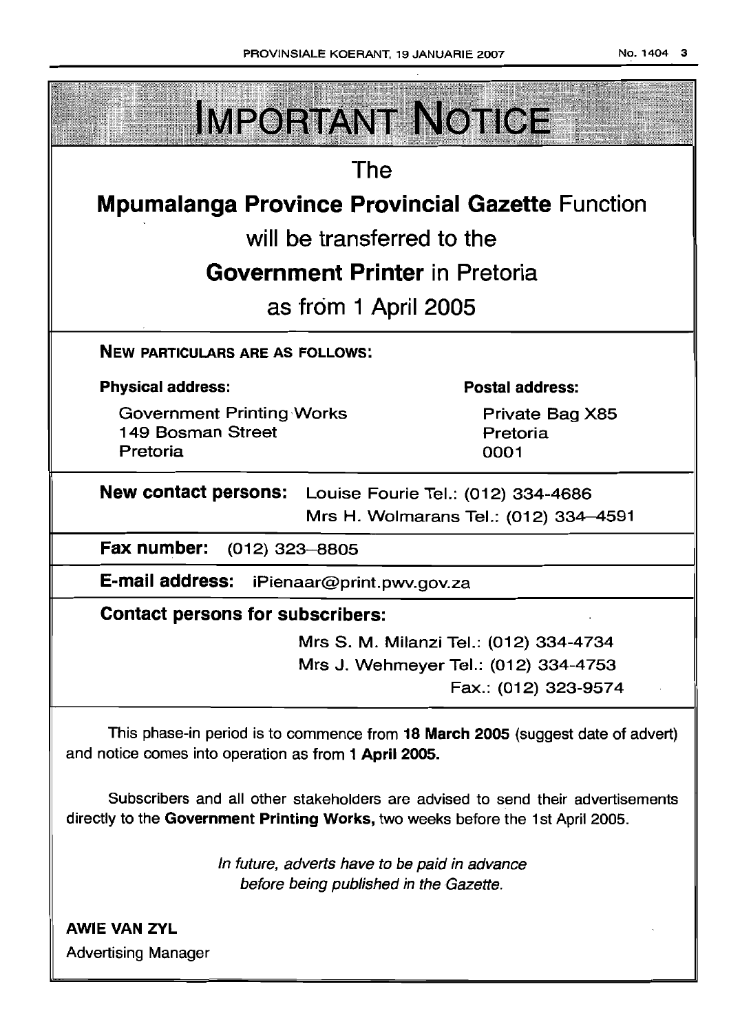# IMPORTANT NOTICE

The

**Mpumalanga Province Provincial Gazette** Function

will be transferred to the

**Government Printer** in Pretoria

as from 1 April 2005

**NEW PARTICULARS ARE AS FOLLOWS:**

**Physical address:**

Government Printing Works
149 Bosman Street
Pretoria

**Postal address:**

Private Bag X85
Pretoria
0001

**New contact persons:** Louise Fourie Tel.: (012) 334-4686
Mrs H. Wolmarans Tel.: (012) 334–4591

**Fax number:** (012) 323–8805

**E-mail address:** iPienaar@print.pwv.gov.za

**Contact persons for subscribers:**

Mrs S. M. Milanzi Tel.: (012) 334-4734
Mrs J. Wehmeyer Tel.: (012) 334-4753
Fax.: (012) 323-9574

This phase-in period is to commence from **18 March 2005** (suggest date of advert) and notice comes into operation as from **1 April 2005.**

Subscribers and all other stakeholders are advised to send their advertisements directly to the **Government Printing Works,** two weeks before the 1st April 2005.

*In future, adverts have to be paid in advance before being published in the Gazette.*

**AWIE VAN ZYL**
Advertising Manager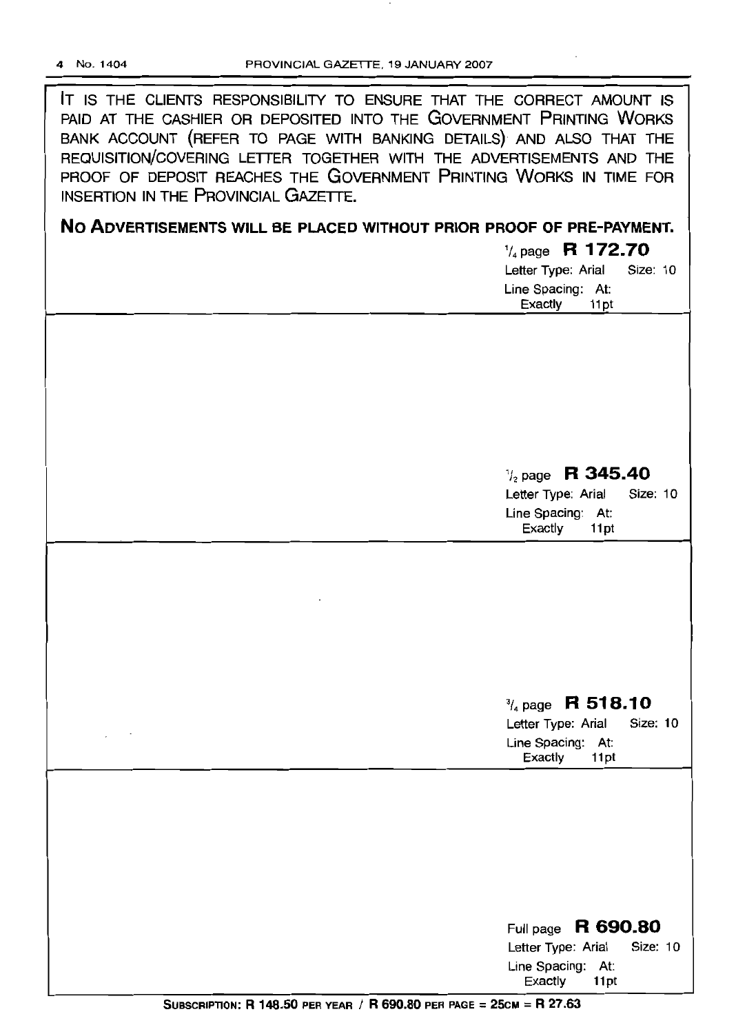IT IS THE CLIENTS RESPONSIBILITY TO ENSURE THAT THE CORRECT AMOUNT IS PAID AT THE CASHIER OR DEPOSITED INTO THE GOVERNMENT PRINTING WORKS BANK ACCOUNT (REFER TO PAGE WITH BANKING DETAILS) AND ALSO THAT THE REQUISITION/COVERING LETTER TOGETHER WITH THE ADVERTISEMENTS AND THE PROOF OF DEPOSIT REACHES THE GOVERNMENT PRINTING WORKS IN TIME FOR INSERTION IN THE PROVINCIAL GAZETTE.

**NO ADVERTISEMENTS WILL BE PLACED WITHOUT PRIOR PROOF OF PRE-PAYMENT.**

¼ page **R 172.70**
Letter Type: Arial Size: 10
Line Spacing: At: Exactly 11pt

½ page **R 345.40**
Letter Type: Arial Size: 10
Line Spacing: At: Exactly 11pt

¾ page **R 518.10**
Letter Type: Arial Size: 10
Line Spacing: At: Exactly 11pt

Full page **R 690.80**
Letter Type: Arial Size: 10
Line Spacing: At: Exactly 11pt

**SUBSCRIPTION: R 148.50 PER YEAR / R 690.80 PER PAGE = 25CM = R 27.63**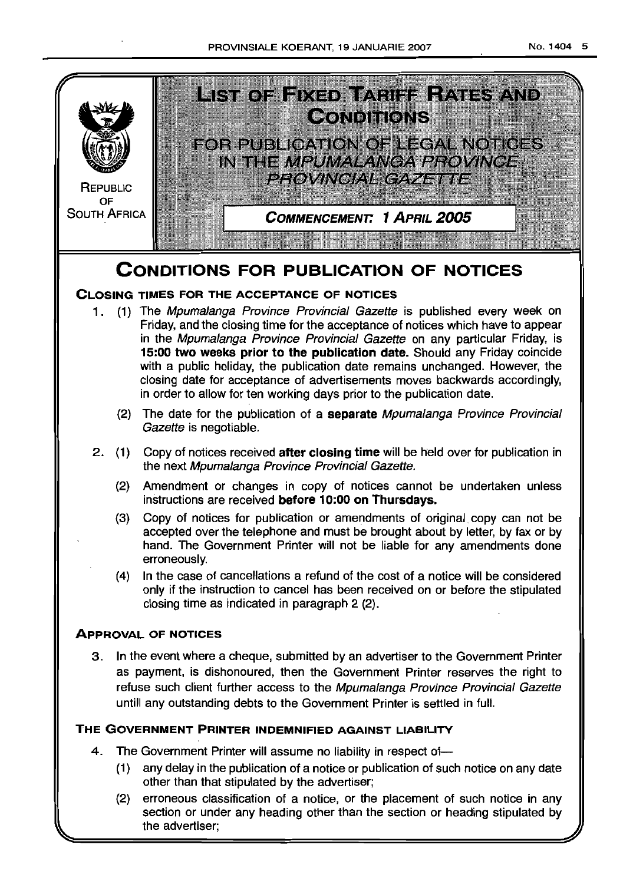REPUBLIC OF SOUTH AFRICA

# LIST OF FIXED TARIFF RATES AND CONDITIONS

## FOR PUBLICATION OF LEGAL NOTICES IN THE *MPUMALANGA PROVINCE PROVINCIAL GAZETTE*

**COMMENCEMENT: 1 APRIL 2005**

# CONDITIONS FOR PUBLICATION OF NOTICES

### CLOSING TIMES FOR THE ACCEPTANCE OF NOTICES

1. (1) The *Mpumalanga Province Provincial Gazette* is published every week on Friday, and the closing time for the acceptance of notices which have to appear in the *Mpumalanga Province Provincial Gazette* on any particular Friday, is **15:00 two weeks prior to the publication date.** Should any Friday coincide with a public holiday, the publication date remains unchanged. However, the closing date for acceptance of advertisements moves backwards accordingly, in order to allow for ten working days prior to the publication date.

   (2) The date for the publication of a **separate** *Mpumalanga Province Provincial Gazette* is negotiable.

2. (1) Copy of notices received **after closing time** will be held over for publication in the next *Mpumalanga Province Provincial Gazette.*

   (2) Amendment or changes in copy of notices cannot be undertaken unless instructions are received **before 10:00 on Thursdays.**

   (3) Copy of notices for publication or amendments of original copy can not be accepted over the telephone and must be brought about by letter, by fax or by hand. The Government Printer will not be liable for any amendments done erroneously.

   (4) In the case of cancellations a refund of the cost of a notice will be considered only if the instruction to cancel has been received on or before the stipulated closing time as indicated in paragraph 2 (2).

### APPROVAL OF NOTICES

3. In the event where a cheque, submitted by an advertiser to the Government Printer as payment, is dishonoured, then the Government Printer reserves the right to refuse such client further access to the *Mpumalanga Province Provincial Gazette* untill any outstanding debts to the Government Printer is settled in full.

### THE GOVERNMENT PRINTER INDEMNIFIED AGAINST LIABILITY

4. The Government Printer will assume no liability in respect of—

   (1) any delay in the publication of a notice or publication of such notice on any date other than that stipulated by the advertiser;

   (2) erroneous classification of a notice, or the placement of such notice in any section or under any heading other than the section or heading stipulated by the advertiser;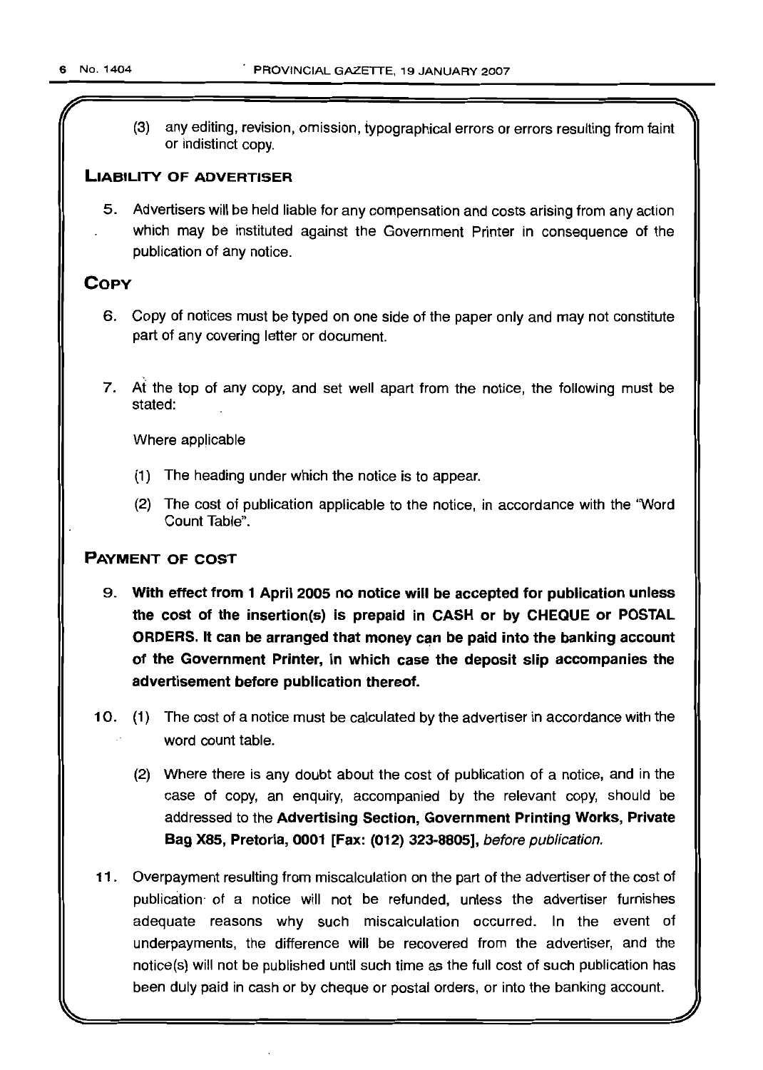(3) any editing, revision, omission, typographical errors or errors resulting from faint or indistinct copy.

## LIABILITY OF ADVERTISER

5. Advertisers will be held liable for any compensation and costs arising from any action which may be instituted against the Government Printer in consequence of the publication of any notice.

## COPY

6. Copy of notices must be typed on one side of the paper only and may not constitute part of any covering letter or document.

7. At the top of any copy, and set well apart from the notice, the following must be stated:

   Where applicable

   (1) The heading under which the notice is to appear.

   (2) The cost of publication applicable to the notice, in accordance with the "Word Count Table".

## PAYMENT OF COST

9. **With effect from 1 April 2005 no notice will be accepted for publication unless the cost of the insertion(s) is prepaid in CASH or by CHEQUE or POSTAL ORDERS. It can be arranged that money can be paid into the banking account of the Government Printer, in which case the deposit slip accompanies the advertisement before publication thereof.**

10. (1) The cost of a notice must be calculated by the advertiser in accordance with the word count table.

    (2) Where there is any doubt about the cost of publication of a notice, and in the case of copy, an enquiry, accompanied by the relevant copy, should be addressed to the **Advertising Section, Government Printing Works, Private Bag X85, Pretoria, 0001 [Fax: (012) 323-8805],** *before publication.*

11. Overpayment resulting from miscalculation on the part of the advertiser of the cost of publication of a notice will not be refunded, unless the advertiser furnishes adequate reasons why such miscalculation occurred. In the event of underpayments, the difference will be recovered from the advertiser, and the notice(s) will not be published until such time as the full cost of such publication has been duly paid in cash or by cheque or postal orders, or into the banking account.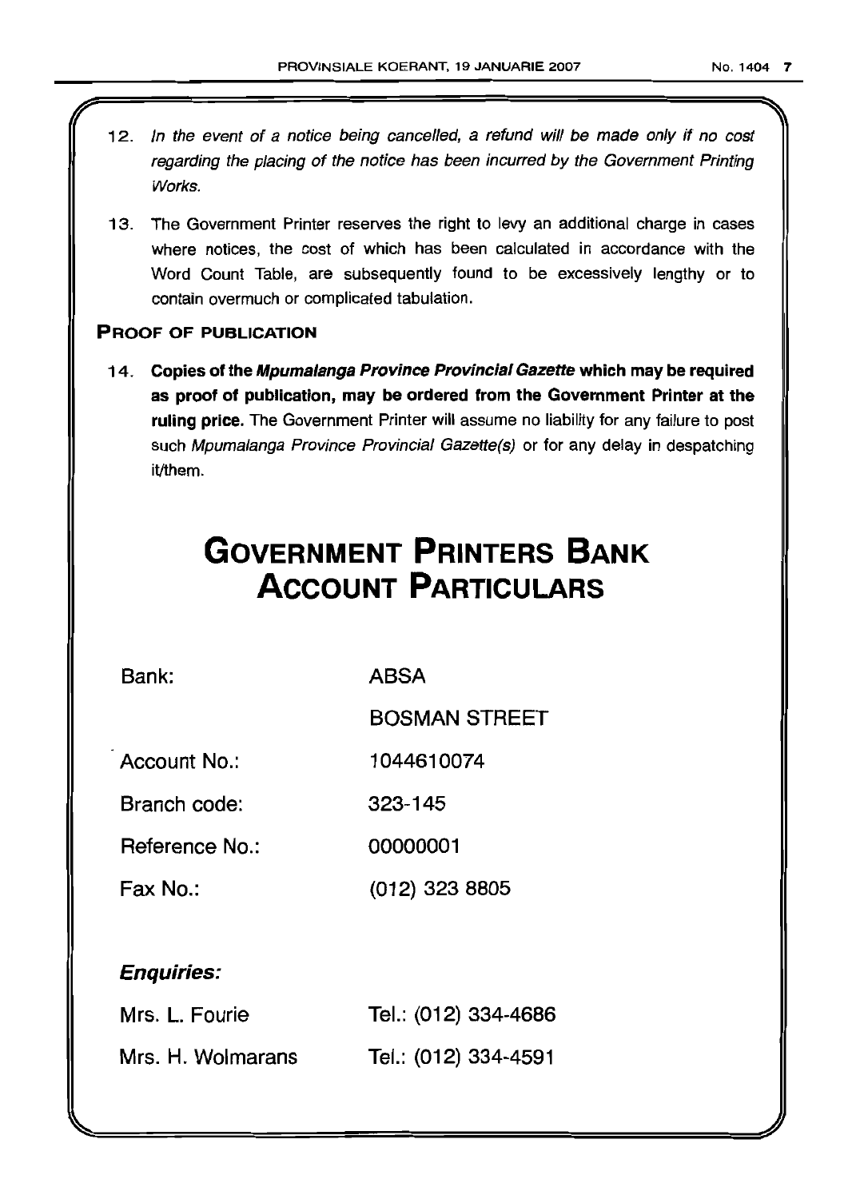12. *In the event of a notice being cancelled, a refund will be made only if no cost regarding the placing of the notice has been incurred by the Government Printing Works.*

13. The Government Printer reserves the right to levy an additional charge in cases where notices, the cost of which has been calculated in accordance with the Word Count Table, are subsequently found to be excessively lengthy or to contain overmuch or complicated tabulation.

**PROOF OF PUBLICATION**

14. **Copies of the *Mpumalanga Province Provincial Gazette* which may be required as proof of publication, may be ordered from the Government Printer at the ruling price.** The Government Printer will assume no liability for any failure to post such *Mpumalanga Province Provincial Gazette(s)* or for any delay in despatching it/them.

# GOVERNMENT PRINTERS BANK ACCOUNT PARTICULARS

| | |
|---|---|
| Bank: | ABSA |
| | BOSMAN STREET |
| Account No.: | 1044610074 |
| Branch code: | 323-145 |
| Reference No.: | 00000001 |
| Fax No.: | (012) 323 8805 |

***Enquiries:***

| | |
|---|---|
| Mrs. L. Fourie | Tel.: (012) 334-4686 |
| Mrs. H. Wolmarans | Tel.: (012) 334-4591 |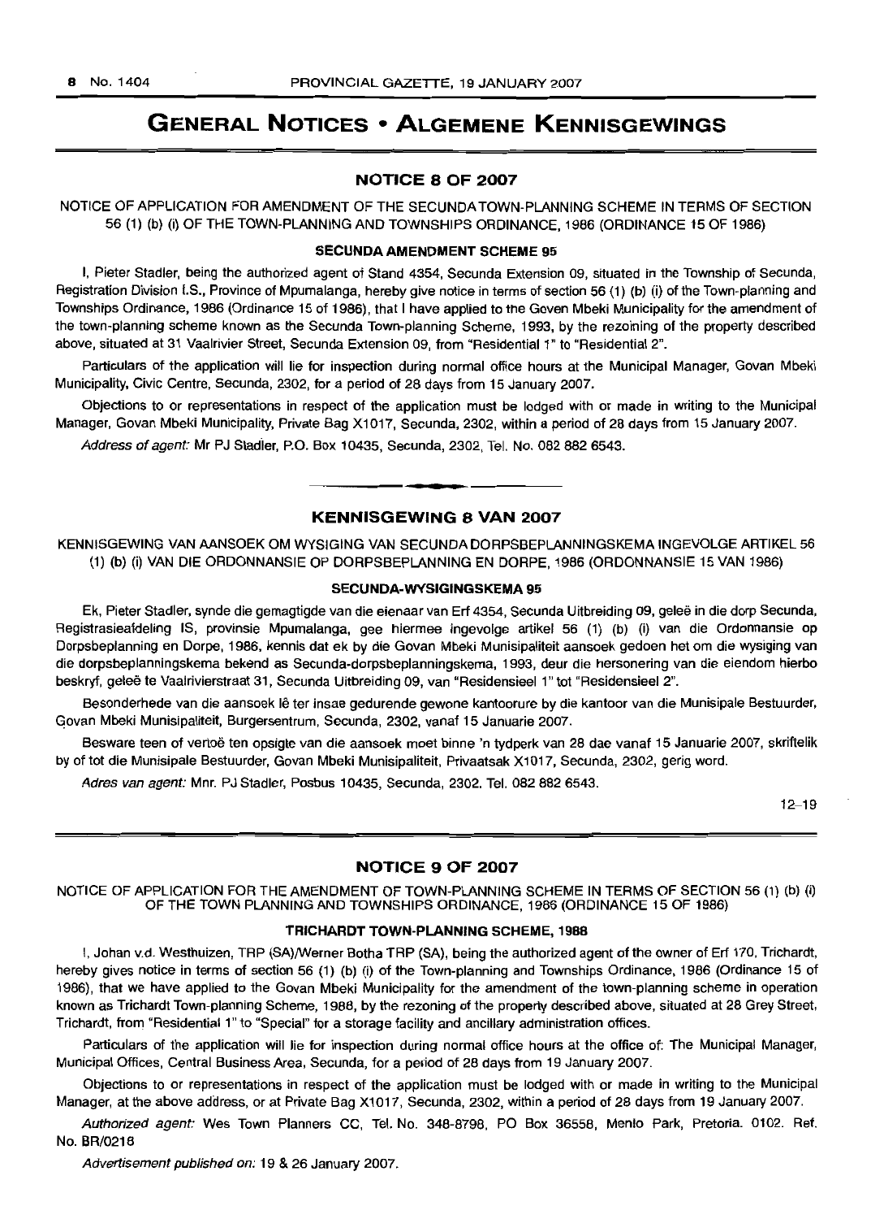# GENERAL NOTICES • ALGEMENE KENNISGEWINGS

## NOTICE 8 OF 2007

NOTICE OF APPLICATION FOR AMENDMENT OF THE SECUNDA TOWN-PLANNING SCHEME IN TERMS OF SECTION 56 (1) (b) (i) OF THE TOWN-PLANNING AND TOWNSHIPS ORDINANCE, 1986 (ORDINANCE 15 OF 1986)

### SECUNDA AMENDMENT SCHEME 95

I, Pieter Stadler, being the authorized agent of Stand 4354, Secunda Extension 09, situated in the Township of Secunda, Registration Division I.S., Province of Mpumalanga, hereby give notice in terms of section 56 (1) (b) (i) of the Town-planning and Townships Ordinance, 1986 (Ordinance 15 of 1986), that I have applied to the Goven Mbeki Municipality for the amendment of the town-planning scheme known as the Secunda Town-planning Scheme, 1993, by the rezoining of the property described above, situated at 31 Vaalrivier Street, Secunda Extension 09, from "Residential 1" to "Residential 2".

Particulars of the application will lie for inspection during normal office hours at the Municipal Manager, Govan Mbeki Municipality, Civic Centre, Secunda, 2302, for a period of 28 days from 15 January 2007.

Objections to or representations in respect of the application must be lodged with or made in writing to the Municipal Manager, Govan Mbeki Municipality, Private Bag X1017, Secunda, 2302, within a period of 28 days from 15 January 2007.

*Address of agent:* Mr PJ Stadler, P.O. Box 10435, Secunda, 2302, Tel. No. 082 882 6543.

## KENNISGEWING 8 VAN 2007

KENNISGEWING VAN AANSOEK OM WYSIGING VAN SECUNDA DORPSBEPLANNINGSKEMA INGEVOLGE ARTIKEL 56 (1) (b) (i) VAN DIE ORDONNANSIE OP DORPSBEPLANNING EN DORPE, 1986 (ORDONNANSIE 15 VAN 1986)

### SECUNDA-WYSIGINGSKEMA 95

Ek, Pieter Stadler, synde die gemagtigde van die eienaar van Erf 4354, Secunda Uitbreiding 09, geleë in die dorp Secunda, Registrasieafdeling IS, provinsie Mpumalanga, gee hiermee ingevolge artikel 56 (1) (b) (i) van die Ordonnansie op Dorpsbeplanning en Dorpe, 1986, kennis dat ek by die Govan Mbeki Munisipaliteit aansoek gedoen het om die wysiging van die dorpsbeplanningskema bekend as Secunda-dorpsbeplanningskema, 1993, deur die hersonering van die eiendom hierbo beskryf, geleë te Vaalrivierstraat 31, Secunda Uitbreiding 09, van "Residensieel 1" tot "Residensieel 2".

Besonderhede van die aansoek lê ter insae gedurende gewone kantoorure by die kantoor van die Munisipale Bestuurder, Govan Mbeki Munisipaliteit, Burgersentrum, Secunda, 2302, vanaf 15 Januarie 2007.

Besware teen of vertoë ten opsigte van die aansoek moet binne 'n tydperk van 28 dae vanaf 15 Januarie 2007, skriftelik by of tot die Munisipale Bestuurder, Govan Mbeki Munisipaliteit, Privaatsak X1017, Secunda, 2302, gerig word.

*Adres van agent:* Mnr. PJ Stadler, Posbus 10435, Secunda, 2302. Tel. 082 882 6543.

12–19

## NOTICE 9 OF 2007

NOTICE OF APPLICATION FOR THE AMENDMENT OF TOWN-PLANNING SCHEME IN TERMS OF SECTION 56 (1) (b) (i) OF THE TOWN PLANNING AND TOWNSHIPS ORDINANCE, 1986 (ORDINANCE 15 OF 1986)

### TRICHARDT TOWN-PLANNING SCHEME, 1988

I, Johan v.d. Westhuizen, TRP (SA)/Werner Botha TRP (SA), being the authorized agent of the owner of Erf 170, Trichardt, hereby gives notice in terms of section 56 (1) (b) (i) of the Town-planning and Townships Ordinance, 1986 (Ordinance 15 of 1986), that we have applied to the Govan Mbeki Municipality for the amendment of the town-planning scheme in operation known as Trichardt Town-planning Scheme, 1988, by the rezoning of the property described above, situated at 28 Grey Street, Trichardt, from "Residential 1" to "Special" for a storage facility and ancillary administration offices.

Particulars of the application will lie for inspection during normal office hours at the office of: The Municipal Manager, Municipal Offices, Central Business Area, Secunda, for a period of 28 days from 19 January 2007.

Objections to or representations in respect of the application must be lodged with or made in writing to the Municipal Manager, at the above address, or at Private Bag X1017, Secunda, 2302, within a period of 28 days from 19 January 2007.

*Authorized agent:* Wes Town Planners CC, Tel. No. 348-8798, PO Box 36558, Menlo Park, Pretoria. 0102. Ref. No. BR/0218

*Advertisement published on:* 19 & 26 January 2007.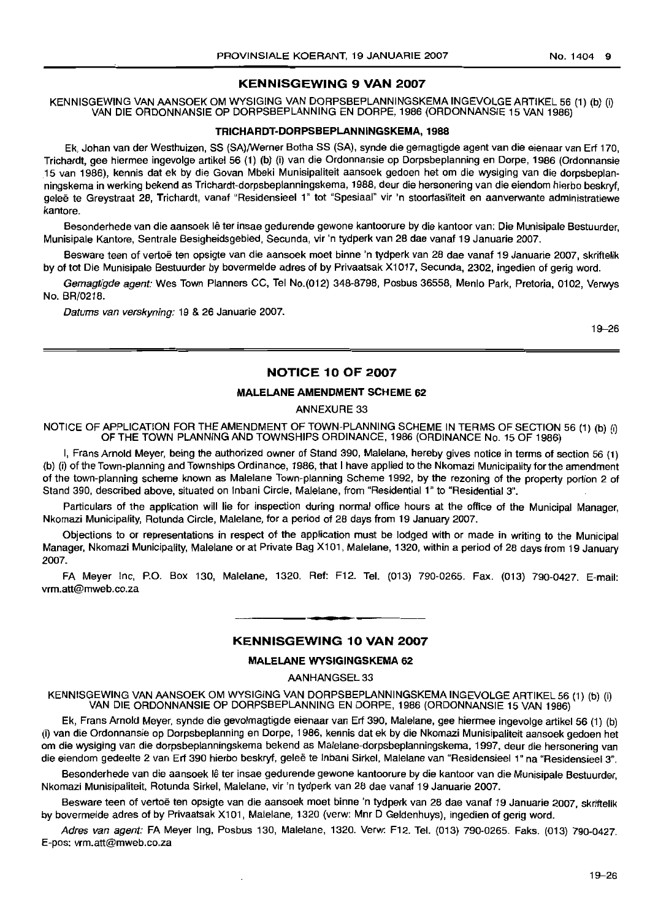## KENNISGEWING 9 VAN 2007

KENNISGEWING VAN AANSOEK OM WYSIGING VAN DORPSBEPLANNINGSKEMA INGEVOLGE ARTIKEL 56 (1) (b) (i) VAN DIE ORDONNANSIE OP DORPSBEPLANNING EN DORPE, 1986 (ORDONNANSIE 15 VAN 1986)

### TRICHARDT-DORPSBEPLANNINGSKEMA, 1988

Ek, Johan van der Westhuizen, SS (SA)/Werner Botha SS (SA), synde die gemagtigde agent van die eienaar van Erf 170, Trichardt, gee hiermee ingevolge artikel 56 (1) (b) (i) van die Ordonnansie op Dorpsbeplanning en Dorpe, 1986 (Ordonnansie 15 van 1986), kennis dat ek by die Govan Mbeki Munisipaliteit aansoek gedoen het om die wysiging van die dorpsbeplanningskema in werking bekend as Trichardt-dorpsbeplanningskema, 1988, deur die hersonering van die eiendom hierbo beskryf, geleë te Greystraat 28, Trichardt, vanaf "Residensieel 1" tot "Spesiaal" vir 'n stoorfasiliteit en aanverwante administratiewe kantore.

Besonderhede van die aansoek lê ter insae gedurende gewone kantoorure by die kantoor van: Die Munisipale Bestuurder, Munisipale Kantore, Sentrale Besigheidsgebied, Secunda, vir 'n tydperk van 28 dae vanaf 19 Januarie 2007.

Besware teen of vertoë ten opsigte van die aansoek moet binne 'n tydperk van 28 dae vanaf 19 Januarie 2007, skriftelik by of tot Die Munisipale Bestuurder by bovermelde adres of by Privaatsak X1017, Secunda, 2302, ingedien of gerig word.

*Gemagtigde agent:* Wes Town Planners CC, Tel No.(012) 348-8798, Posbus 36558, Menlo Park, Pretoria, 0102, Verwys No. BR/0218.

*Datums van verskyning:* 19 & 26 Januarie 2007.

19–26

## NOTICE 10 OF 2007

### MALELANE AMENDMENT SCHEME 62

ANNEXURE 33

NOTICE OF APPLICATION FOR THE AMENDMENT OF TOWN-PLANNING SCHEME IN TERMS OF SECTION 56 (1) (b) (i) OF THE TOWN PLANNING AND TOWNSHIPS ORDINANCE, 1986 (ORDINANCE No. 15 OF 1986)

I, Frans Arnold Meyer, being the authorized owner of Stand 390, Malelane, hereby gives notice in terms of section 56 (1) (b) (i) of the Town-planning and Townships Ordinance, 1986, that I have applied to the Nkomazi Municipality for the amendment of the town-planning scheme known as Malelane Town-planning Scheme 1992, by the rezoning of the property portion 2 of Stand 390, described above, situated on Inbani Circle, Malelane, from "Residential 1" to "Residential 3".

Particulars of the application will lie for inspection during normal office hours at the office of the Municipal Manager, Nkomazi Municipality, Rotunda Circle, Malelane, for a period of 28 days from 19 January 2007.

Objections to or representations in respect of the application must be lodged with or made in writing to the Municipal Manager, Nkomazi Municipality, Malelane or at Private Bag X101, Malelane, 1320, within a period of 28 days from 19 January 2007.

FA Meyer Inc, P.O. Box 130, Malelane, 1320. Ref: F12. Tel. (013) 790-0265. Fax. (013) 790-0427. E-mail: vrm.att@mweb.co.za

## KENNISGEWING 10 VAN 2007

### MALELANE WYSIGINGSKEMA 62

AANHANGSEL 33

KENNISGEWING VAN AANSOEK OM WYSIGING VAN DORPSBEPLANNINGSKEMA INGEVOLGE ARTIKEL 56 (1) (b) (i) VAN DIE ORDONNANSIE OP DORPSBEPLANNING EN DORPE, 1986 (ORDONNANSIE 15 VAN 1986)

Ek, Frans Arnold Meyer, synde die gevolmagtigde eienaar van Erf 390, Malelane, gee hiermee ingevolge artikel 56 (1) (b) (i) van die Ordonnansie op Dorpsbeplanning en Dorpe, 1986, kennis dat ek by die Nkomazi Munisipaliteit aansoek gedoen het om die wysiging van die dorpsbeplanningskema bekend as Malelane-dorpsbeplanningskema, 1997, deur die hersonering van die eiendom gedeelte 2 van Erf 390 hierbo beskryf, geleë te Inbani Sirkel, Malelane van "Residensieel 1" na "Residensieel 3".

Besonderhede van die aansoek lê ter insae gedurende gewone kantoorure by die kantoor van die Munisipale Bestuurder, Nkomazi Munisipaliteit, Rotunda Sirkel, Malelane, vir 'n tydperk van 28 dae vanaf 19 Januarie 2007.

Besware teen of vertoë ten opsigte van die aansoek moet binne 'n tydperk van 28 dae vanaf 19 Januarie 2007, skriftelik by bovermelde adres of by Privaatsak X101, Malelane, 1320 (verw: Mnr D Geldenhuys), ingedien of gerig word.

*Adres van agent:* FA Meyer Ing, Posbus 130, Malelane, 1320. Verw: F12. Tel. (013) 790-0265. Faks. (013) 790-0427. E-pos: vrm.att@mweb.co.za

19–26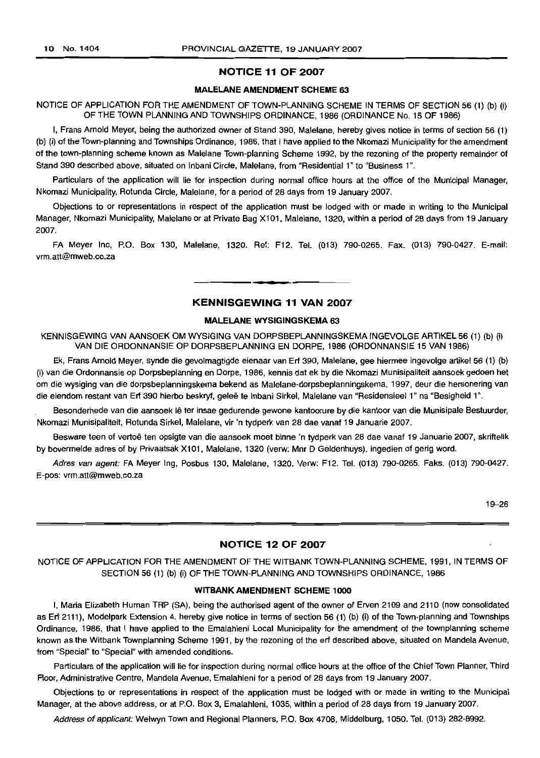## NOTICE 11 OF 2007

### MALELANE AMENDMENT SCHEME 63

NOTICE OF APPLICATION FOR THE AMENDMENT OF TOWN-PLANNING SCHEME IN TERMS OF SECTION 56 (1) (b) (i) OF THE TOWN PLANNING AND TOWNSHIPS ORDINANCE, 1986 (ORDINANCE No. 15 OF 1986)

I, Frans Arnold Meyer, being the authorized owner of Stand 390, Malelane, hereby gives notice in terms of section 56 (1) (b) (i) of the Town-planning and Townships Ordinance, 1986, that I have applied to the Nkomazi Municipality for the amendment of the town-planning scheme known as Malelane Town-planning Scheme 1992, by the rezoning of the property remainder of Stand 390 described above, situated on Inbani Circle, Malelane, from "Residential 1" to "Business 1".

Particulars of the application will lie for inspection during normal office hours at the office of the Municipal Manager, Nkomazi Municipality, Rotunda Circle, Malelane, for a period of 28 days from 19 January 2007.

Objections to or representations in respect of the application must be lodged with or made in writing to the Municipal Manager, Nkomazi Municipality, Malelane or at Private Bag X101, Malelane, 1320, within a period of 28 days from 19 January 2007.

FA Meyer Inc, P.O. Box 130, Malelane, 1320. Ref: F12. Tel. (013) 790-0265. Fax. (013) 790-0427. E-mail: vrm.att@mweb.co.za

---

## KENNISGEWING 11 VAN 2007

### MALELANE WYSIGINGSKEMA 63

KENNISGEWING VAN AANSOEK OM WYSIGING VAN DORPSBEPLANNINGSKEMA INGEVOLGE ARTIKEL 56 (1) (b) (i) VAN DIE ORDONNANSIE OP DORPSBEPLANNING EN DORPE, 1986 (ORDONNANSIE 15 VAN 1986)

Ek, Frans Arnold Meyer, synde die gevolmagtigde eienaar van Erf 390, Malelane, gee hiermee ingevolge artikel 56 (1) (b) (i) van die Ordonnansie op Dorpsbeplanning en Dorpe, 1986, kennis dat ek by die Nkomazi Munisipaliteit aansoek gedoen het om die wysiging van die dorpsbeplanningskema bekend as Malelane-dorpsbeplanningskema, 1997, deur die hersonering van die eiendom restant van Erf 390 hierbo beskryf, geleë te Inbani Sirkel, Malelane van "Residensieel 1" na "Besigheid 1".

Besonderhede van die aansoek lê ter insae gedurende gewone kantoorure by die kantoor van die Munisipale Bestuurder, Nkomazi Munisipaliteit, Rotunda Sirkel, Malelane, vir 'n tydperk van 28 dae vanaf 19 Januarie 2007.

Besware teen of vertoë ten opsigte van die aansoek moet binne 'n tydperk van 28 dae vanaf 19 Januarie 2007, skriftelik by bovermelde adres of by Privaatsak X101, Malelane, 1320 (verw: Mnr D Geldenhuys), ingedien of gerig word.

*Adres van agent:* FA Meyer Ing, Posbus 130, Malelane, 1320. Verw: F12. Tel. (013) 790-0265. Faks. (013) 790-0427. E-pos: vrm.att@mweb.co.za

19–26

---

## NOTICE 12 OF 2007

NOTICE OF APPLICATION FOR THE AMENDMENT OF THE WITBANK TOWN-PLANNING SCHEME, 1991, IN TERMS OF SECTION 56 (1) (b) (i) OF THE TOWN-PLANNING AND TOWNSHIPS ORDINANCE, 1986

### WITBANK AMENDMENT SCHEME 1000

I, Maria Elizabeth Human TRP (SA), being the authorised agent of the owner of Erven 2109 and 2110 (now consolidated as Erf 2111), Modelpark Extension 4, hereby give notice in terms of section 56 (1) (b) (i) of the Town-planning and Townships Ordinance, 1986, that I have applied to the Emalahleni Local Municipality for the amendment of the townplanning scheme known as the Witbank Townplanning Scheme 1991, by the rezoning of the erf described above, situated on Mandela Avenue, from "Special" to "Special" with amended conditions.

Particulars of the application will lie for inspection during normal office hours at the office of the Chief Town Planner, Third Floor, Administrative Centre, Mandela Avenue, Emalahleni for a period of 28 days from 19 January 2007.

Objections to or representations in respect of the application must be lodged with or made in writing to the Municipal Manager, at the above address, or at P.O. Box 3, Emalahleni, 1035, within a period of 28 days from 19 January 2007.

*Address of applicant:* Welwyn Town and Regional Planners, P.O. Box 4708, Middelburg, 1050. Tel. (013) 282-8992.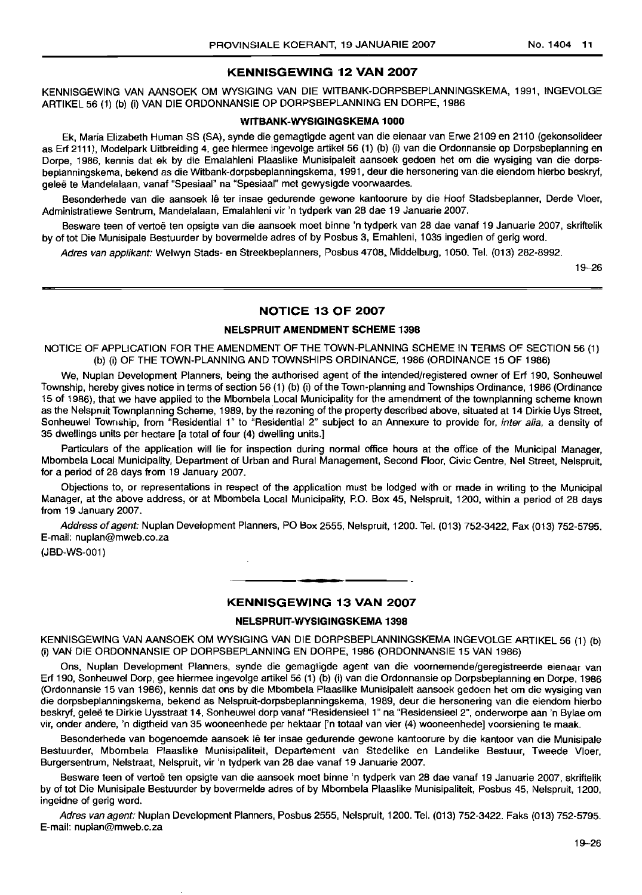## KENNISGEWING 12 VAN 2007

KENNISGEWING VAN AANSOEK OM WYSIGING VAN DIE WITBANK-DORPSBEPLANNINGSKEMA, 1991, INGEVOLGE ARTIKEL 56 (1) (b) (i) VAN DIE ORDONNANSIE OP DORPSBEPLANNING EN DORPE, 1986

### WITBANK-WYSIGINGSKEMA 1000

Ek, Maria Elizabeth Human SS (SA), synde die gemagtigde agent van die eienaar van Erwe 2109 en 2110 (gekonsolideer as Erf 2111), Modelpark Uitbreiding 4, gee hiermee ingevolge artikel 56 (1) (b) (i) van die Ordonnansie op Dorpsbeplanning en Dorpe, 1986, kennis dat ek by die Emalahleni Plaaslike Munisipaleit aansoek gedoen het om die wysiging van die dorpsbeplanningskema, bekend as die Witbank-dorpsbeplanningskema, 1991, deur die hersonering van die eiendom hierbo beskryf, geleë te Mandelalaan, vanaf "Spesiaal" na "Spesiaal" met gewysigde voorwaardes.

Besonderhede van die aansoek lê ter insae gedurende gewone kantoorure by die Hoof Stadsbeplanner, Derde Vloer, Administratiewe Sentrum, Mandelalaan, Emalahleni vir 'n tydperk van 28 dae 19 Januarie 2007.

Besware teen of vertoë ten opsigte van die aansoek moet binne 'n tydperk van 28 dae vanaf 19 Januarie 2007, skriftelik by of tot Die Munisipale Bestuurder by bovermelde adres of by Posbus 3, Emahleni, 1035 ingedien of gerig word.

*Adres van applikant:* Welwyn Stads- en Streekbeplanners, Posbus 4708, Middelburg, 1050. Tel. (013) 282-8992.

19–26

---

## NOTICE 13 OF 2007

### NELSPRUIT AMENDMENT SCHEME 1398

NOTICE OF APPLICATION FOR THE AMENDMENT OF THE TOWN-PLANNING SCHEME IN TERMS OF SECTION 56 (1) (b) (i) OF THE TOWN-PLANNING AND TOWNSHIPS ORDINANCE, 1986 (ORDINANCE 15 OF 1986)

We, Nuplan Development Planners, being the authorised agent of the intended/registered owner of Erf 190, Sonheuwel Township, hereby gives notice in terms of section 56 (1) (b) (i) of the Town-planning and Townships Ordinance, 1986 (Ordinance 15 of 1986), that we have applied to the Mbombela Local Municipality for the amendment of the townplanning scheme known as the Nelspruit Townplanning Scheme, 1989, by the rezoning of the property described above, situated at 14 Dirkie Uys Street, Sonheuwel Township, from "Residential 1" to "Residential 2" subject to an Annexure to provide for, *inter alia*, a density of 35 dwellings units per hectare [a total of four (4) dwelling units.]

Particulars of the application will lie for inspection during normal office hours at the office of the Municipal Manager, Mbombela Local Municipality, Department of Urban and Rural Management, Second Floor, Civic Centre, Nel Street, Nelspruit, for a period of 28 days from 19 January 2007.

Objections to, or representations in respect of the application must be lodged with or made in writing to the Municipal Manager, at the above address, or at Mbombela Local Municipality, P.O. Box 45, Nelspruit, 1200, within a period of 28 days from 19 January 2007.

*Address of agent:* Nuplan Development Planners, PO Box 2555, Nelspruit, 1200. Tel. (013) 752-3422, Fax (013) 752-5795. E-mail: nuplan@mweb.co.za

(JBD-WS-001)

---

## KENNISGEWING 13 VAN 2007

### NELSPRUIT-WYSIGINGSKEMA 1398

KENNISGEWING VAN AANSOEK OM WYSIGING VAN DIE DORPSBEPLANNINGSKEMA INGEVOLGE ARTIKEL 56 (1) (b) (i) VAN DIE ORDONNANSIE OP DORPSBEPLANNING EN DORPE, 1986 (ORDONNANSIE 15 VAN 1986)

Ons, Nuplan Development Planners, synde die gemagtigde agent van die voornemende/geregistreerde eienaar van Erf 190, Sonheuwel Dorp, gee hiermee ingevolge artikel 56 (1) (b) (i) van die Ordonnansie op Dorpsbeplanning en Dorpe, 1986 (Ordonnansie 15 van 1986), kennis dat ons by die Mbombela Plaaslike Munisipaleit aansoek gedoen het om die wysiging van die dorpsbeplanningskema, bekend as Nelspruit-dorpsbeplanningskema, 1989, deur die hersonering van die eiendom hierbo beskryf, geleë te Dirkie Uysstraat 14, Sonheuwel dorp vanaf "Residensieel 1" na "Residensieel 2", onderworpe aan 'n Bylae om vir, onder andere, 'n digtheid van 35 wooneenhede per hektaar ['n totaal van vier (4) wooneenhede] voorsiening te maak.

Besonderhede van bogenoemde aansoek lê ter insae gedurende gewone kantoorure by die kantoor van die Munisipale Bestuurder, Mbombela Plaaslike Munisipaliteit, Departement van Stedelike en Landelike Bestuur, Tweede Vloer, Burgersentrum, Nelstraat, Nelspruit, vir 'n tydperk van 28 dae vanaf 19 Januarie 2007.

Besware teen of vertoë ten opsigte van die aansoek moet binne 'n tydperk van 28 dae vanaf 19 Januarie 2007, skriftelik by of tot Die Munisipale Bestuurder by bovermelde adres of by Mbombela Plaaslike Munisipaliteit, Posbus 45, Nelspruit, 1200, ingeidne of gerig word.

*Adres van agent:* Nuplan Development Planners, Posbus 2555, Nelspruit, 1200. Tel. (013) 752-3422. Faks (013) 752-5795. E-mail: nuplan@mweb.c.za

19–26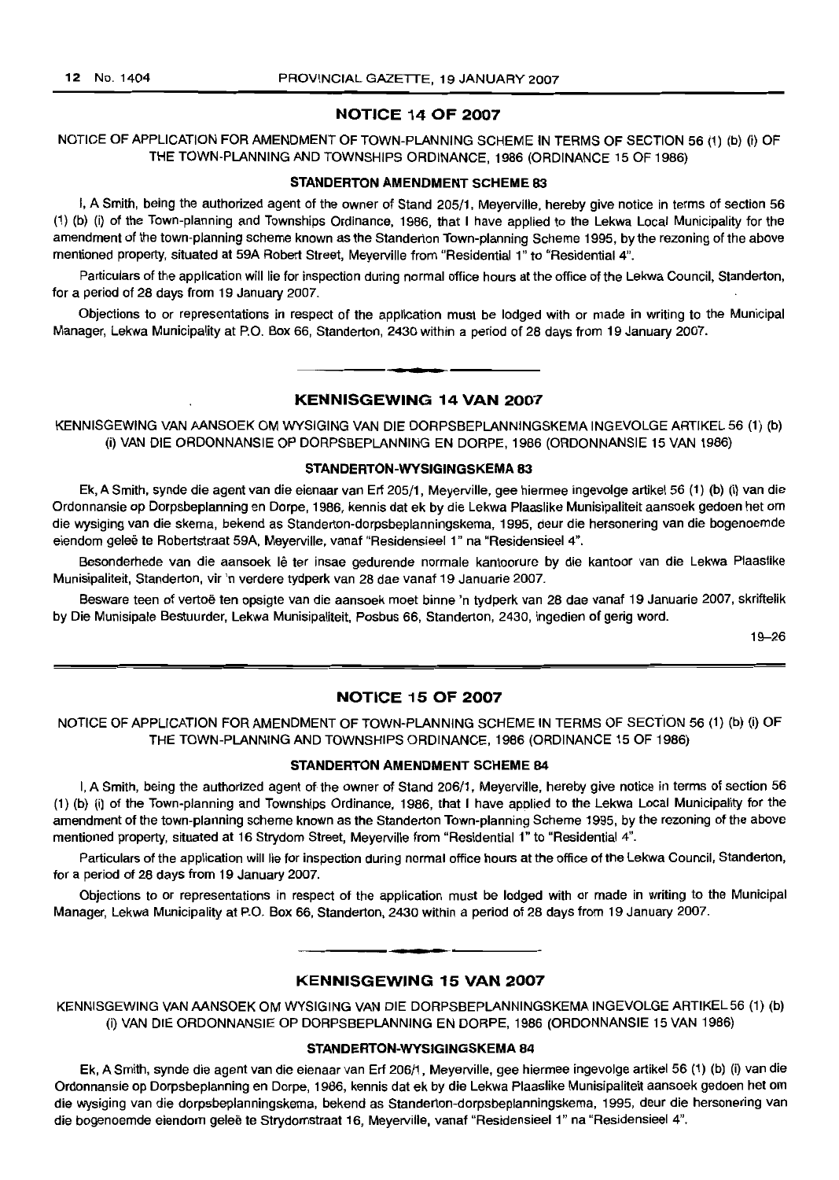## NOTICE 14 OF 2007

NOTICE OF APPLICATION FOR AMENDMENT OF TOWN-PLANNING SCHEME IN TERMS OF SECTION 56 (1) (b) (i) OF THE TOWN-PLANNING AND TOWNSHIPS ORDINANCE, 1986 (ORDINANCE 15 OF 1986)

### STANDERTON AMENDMENT SCHEME 83

I, A Smith, being the authorized agent of the owner of Stand 205/1, Meyerville, hereby give notice in terms of section 56 (1) (b) (i) of the Town-planning and Townships Ordinance, 1986, that I have applied to the Lekwa Local Municipality for the amendment of the town-planning scheme known as the Standerton Town-planning Scheme 1995, by the rezoning of the above mentioned property, situated at 59A Robert Street, Meyerville from "Residential 1" to "Residential 4".

Particulars of the application will lie for inspection during normal office hours at the office of the Lekwa Council, Standerton, for a period of 28 days from 19 January 2007.

Objections to or representations in respect of the application must be lodged with or made in writing to the Municipal Manager, Lekwa Municipality at P.O. Box 66, Standerton, 2430 within a period of 28 days from 19 January 2007.

---

## KENNISGEWING 14 VAN 2007

KENNISGEWING VAN AANSOEK OM WYSIGING VAN DIE DORPSBEPLANNINGSKEMA INGEVOLGE ARTIKEL 56 (1) (b) (i) VAN DIE ORDONNANSIE OP DORPSBEPLANNING EN DORPE, 1986 (ORDONNANSIE 15 VAN 1986)

### STANDERTON-WYSIGINGSKEMA 83

Ek, A Smith, synde die agent van die eienaar van Erf 205/1, Meyerville, gee hiermee ingevolge artikel 56 (1) (b) (i) van die Ordonnansie op Dorpsbeplanning en Dorpe, 1986, kennis dat ek by die Lekwa Plaaslike Munisipaliteit aansoek gedoen het om die wysiging van die skema, bekend as Standerton-dorpsbeplanningskema, 1995, deur die hersonering van die bogenoemde eiendom geleë te Robertstraat 59A, Meyerville, vanaf "Residensieel 1" na "Residensieel 4".

Besonderhede van die aansoek lê ter insae gedurende normale kantoorure by die kantoor van die Lekwa Plaaslike Munisipaliteit, Standerton, vir 'n verdere tydperk van 28 dae vanaf 19 Januarie 2007.

Besware teen of vertoë ten opsigte van die aansoek moet binne 'n tydperk van 28 dae vanaf 19 Januarie 2007, skriftelik by Die Munisipale Bestuurder, Lekwa Munisipaliteit, Posbus 66, Standerton, 2430, ingedien of gerig word.

19–26

---

## NOTICE 15 OF 2007

NOTICE OF APPLICATION FOR AMENDMENT OF TOWN-PLANNING SCHEME IN TERMS OF SECTION 56 (1) (b) (i) OF THE TOWN-PLANNING AND TOWNSHIPS ORDINANCE, 1986 (ORDINANCE 15 OF 1986)

### STANDERTON AMENDMENT SCHEME 84

I, A Smith, being the authorized agent of the owner of Stand 206/1, Meyerville, hereby give notice in terms of section 56 (1) (b) (i) of the Town-planning and Townships Ordinance, 1986, that I have applied to the Lekwa Local Municipality for the amendment of the town-planning scheme known as the Standerton Town-planning Scheme 1995, by the rezoning of the above mentioned property, situated at 16 Strydom Street, Meyerville from "Residential 1" to "Residential 4".

Particulars of the application will lie for inspection during normal office hours at the office of the Lekwa Council, Standerton, for a period of 28 days from 19 January 2007.

Objections to or representations in respect of the application must be lodged with or made in writing to the Municipal Manager, Lekwa Municipality at P.O. Box 66, Standerton, 2430 within a period of 28 days from 19 January 2007.

---

## KENNISGEWING 15 VAN 2007

KENNISGEWING VAN AANSOEK OM WYSIGING VAN DIE DORPSBEPLANNINGSKEMA INGEVOLGE ARTIKEL 56 (1) (b) (i) VAN DIE ORDONNANSIE OP DORPSBEPLANNING EN DORPE, 1986 (ORDONNANSIE 15 VAN 1986)

### STANDERTON-WYSIGINGSKEMA 84

Ek, A Smith, synde die agent van die eienaar van Erf 206/1, Meyerville, gee hiermee ingevolge artikel 56 (1) (b) (i) van die Ordonnansie op Dorpsbeplanning en Dorpe, 1986, kennis dat ek by die Lekwa Plaaslike Munisipaliteit aansoek gedoen het om die wysiging van die dorpsbeplanningskema, bekend as Standerton-dorpsbeplanningskema, 1995, deur die hersonering van die bogenoemde eiendom geleë te Strydomstraat 16, Meyerville, vanaf "Residensieel 1" na "Residensieel 4".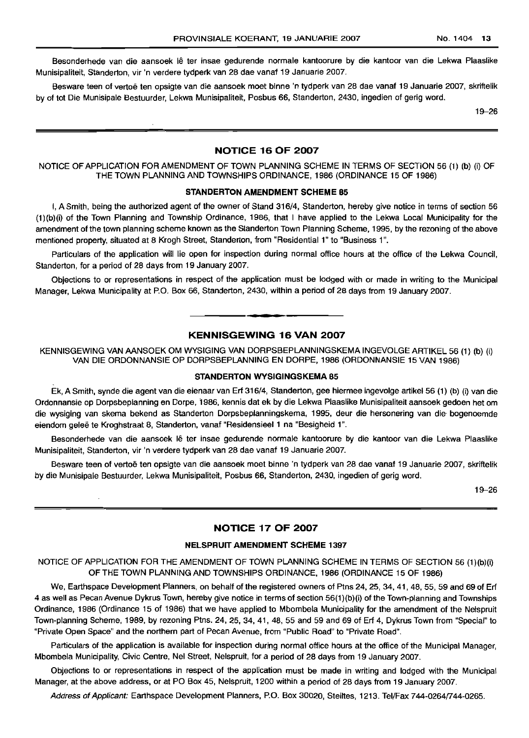Besonderhede van die aansoek lê ter insae gedurende normale kantoorure by die kantoor van die Lekwa Plaaslike Munisipaliteit, Standerton, vir 'n verdere tydperk van 28 dae vanaf 19 Januarie 2007.

Besware teen of vertoë ten opsigte van die aansoek moet binne 'n tydperk van 28 dae vanaf 19 Januarie 2007, skriftelik by of tot Die Munisipale Bestuurder, Lekwa Munisipaliteit, Posbus 66, Standerton, 2430, ingedien of gerig word.

19–26

## NOTICE 16 OF 2007

NOTICE OF APPLICATION FOR AMENDMENT OF TOWN PLANNING SCHEME IN TERMS OF SECTION 56 (1) (b) (i) OF THE TOWN PLANNING AND TOWNSHIPS ORDINANCE, 1986 (ORDINANCE 15 OF 1986)

### STANDERTON AMENDMENT SCHEME 85

I, A Smith, being the authorized agent of the owner of Stand 316/4, Standerton, hereby give notice in terms of section 56 (1)(b)(i) of the Town Planning and Township Ordinance, 1986, that I have applied to the Lekwa Local Municipality for the amendment of the town planning scheme known as the Standerton Town Planning Scheme, 1995, by the rezoning of the above mentioned property, situated at 8 Krogh Street, Standerton, from "Residential 1" to "Business 1".

Particulars of the application will lie open for inspection during normal office hours at the office of the Lekwa Council, Standerton, for a period of 28 days from 19 January 2007.

Objections to or representations in respect of the application must be lodged with or made in writing to the Municipal Manager, Lekwa Municipality at P.O. Box 66, Standerton, 2430, within a period of 28 days from 19 January 2007.

## KENNISGEWING 16 VAN 2007

KENNISGEWING VAN AANSOEK OM WYSIGING VAN DORPSBEPLANNINGSKEMA INGEVOLGE ARTIKEL 56 (1) (b) (i) VAN DIE ORDONNANSIE OP DORPSBEPLANNING EN DORPE, 1986 (ORDONNANSIE 15 VAN 1986)

### STANDERTON WYSIGINGSKEMA 85

Ek, A Smith, synde die agent van die eienaar van Erf 316/4, Standerton, gee hiermee ingevolge artikel 56 (1) (b) (i) van die Ordonnansie op Dorpsbeplanning en Dorpe, 1986, kennis dat ek by die Lekwa Plaaslike Munisipaliteit aansoek gedoen het om die wysiging van skema bekend as Standerton Dorpsbeplanningskema, 1995, deur die hersonering van die bogenoemde eiendom geleë te Kroghstraat 8, Standerton, vanaf "Residensieel 1 na "Besigheid 1".

Besonderhede van die aansoek lê ter insae gedurende normale kantoorure by die kantoor van die Lekwa Plaaslike Munisipaliteit, Standerton, vir 'n verdere tydperk van 28 dae vanaf 19 Januarie 2007.

Besware teen of vertoë ten opsigte van die aansoek moet binne 'n tydperk van 28 dae vanaf 19 Januarie 2007, skriftelik by die Munisipale Bestuurder, Lekwa Munisipaliteit, Posbus 66, Standerton, 2430, ingedien of gerig word.

19–26

## NOTICE 17 OF 2007

### NELSPRUIT AMENDMENT SCHEME 1397

NOTICE OF APPLICATION FOR THE AMENDMENT OF TOWN PLANNING SCHEME IN TERMS OF SECTION 56 (1)(b)(i) OF THE TOWN PLANNING AND TOWNSHIPS ORDINANCE, 1986 (ORDINANCE 15 OF 1986)

We, Earthspace Development Planners, on behalf of the registered owners of Ptns 24, 25, 34, 41, 48, 55, 59 and 69 of Erf 4 as well as Pecan Avenue Dykrus Town, hereby give notice in terms of section 56(1)(b)(i) of the Town-planning and Townships Ordinance, 1986 (Ordinance 15 of 1986) that we have applied to Mbombela Municipality for the amendment of the Nelspruit Town-planning Scheme, 1989, by rezoning Ptns. 24, 25, 34, 41, 48, 55 and 59 and 69 of Erf 4, Dykrus Town from "Special" to "Private Open Space" and the northern part of Pecan Avenue, from "Public Road" to "Private Road".

Particulars of the application is available for inspection during normal office hours at the office of the Municipal Manager, Mbombela Municipality, Civic Centre, Nel Street, Nelspruit, for a period of 28 days from 19 January 2007.

Objections to or representations in respect of the application must be made in writing and lodged with the Municipal Manager, at the above address, or at PO Box 45, Nelspruit, 1200 within a period of 28 days from 19 January 2007.

*Address of Applicant:* Earthspace Development Planners, P.O. Box 30020, Steiltes, 1213. Tel/Fax 744-0264/744-0265.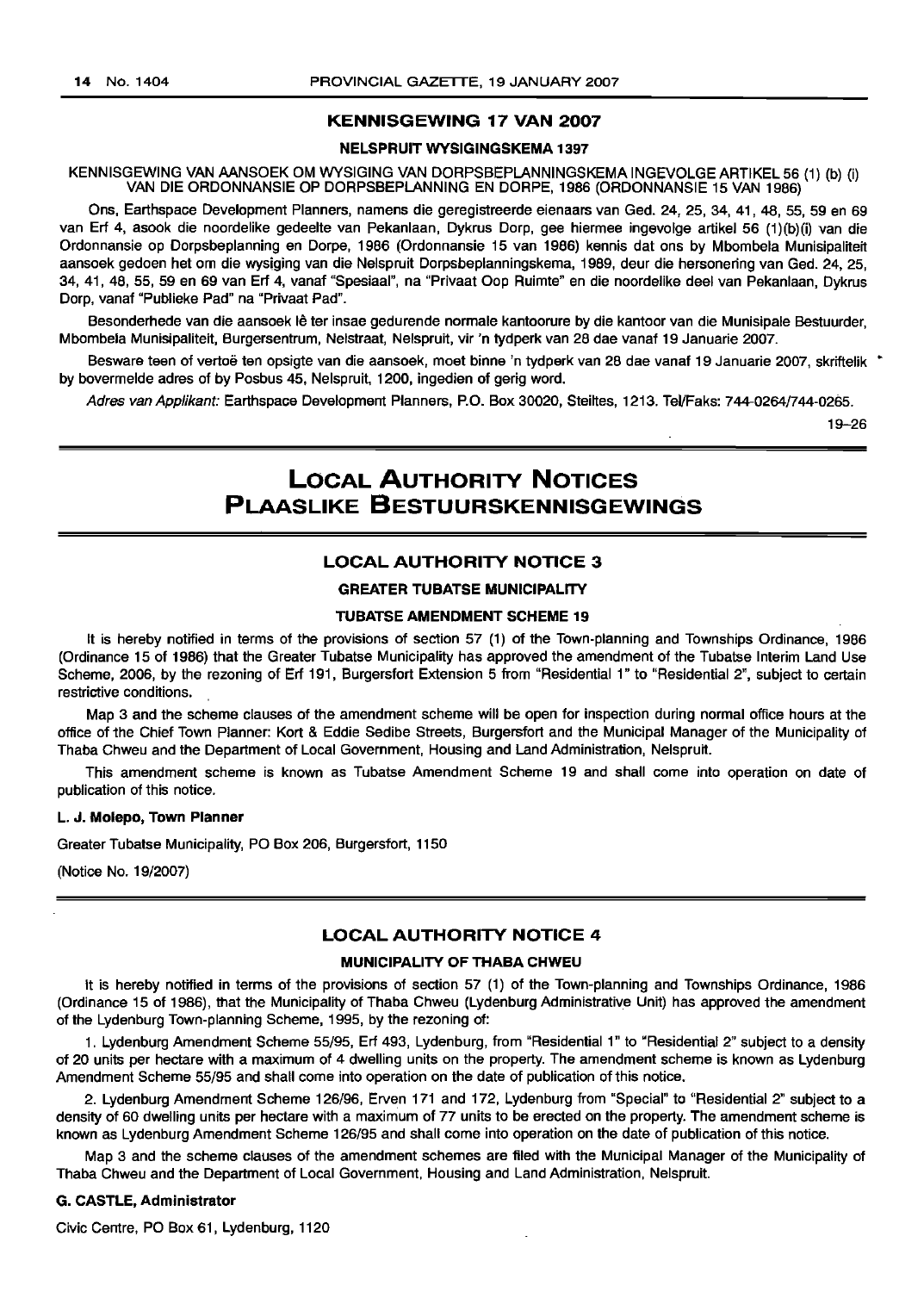## KENNISGEWING 17 VAN 2007

### NELSPRUIT WYSIGINGSKEMA 1397

KENNISGEWING VAN AANSOEK OM WYSIGING VAN DORPSBEPLANNINGSKEMA INGEVOLGE ARTIKEL 56 (1) (b) (i) VAN DIE ORDONNANSIE OP DORPSBEPLANNING EN DORPE, 1986 (ORDONNANSIE 15 VAN 1986)

Ons, Earthspace Development Planners, namens die geregistreerde eienaars van Ged. 24, 25, 34, 41, 48, 55, 59 en 69 van Erf 4, asook die noordelike gedeelte van Pekanlaan, Dykrus Dorp, gee hiermee ingevolge artikel 56 (1)(b)(i) van die Ordonnansie op Dorpsbeplanning en Dorpe, 1986 (Ordonnansie 15 van 1986) kennis dat ons by Mbombela Munisipaliteit aansoek gedoen het om die wysiging van die Nelspruit Dorpsbeplanningskema, 1989, deur die hersonering van Ged. 24, 25, 34, 41, 48, 55, 59 en 69 van Erf 4, vanaf "Spesiaal", na "Privaat Oop Ruimte" en die noordelike deel van Pekanlaan, Dykrus Dorp, vanaf "Publieke Pad" na "Privaat Pad".

Besonderhede van die aansoek lê ter insae gedurende normale kantoorure by die kantoor van die Munisipale Bestuurder, Mbombela Munisipaliteit, Burgersentrum, Nelstraat, Nelspruit, vir 'n tydperk van 28 dae vanaf 19 Januarie 2007.

Besware teen of vertoë ten opsigte van die aansoek, moet binne 'n tydperk van 28 dae vanaf 19 Januarie 2007, skriftelik by bovermelde adres of by Posbus 45, Nelspruit, 1200, ingedien of gerig word.

*Adres van Applikant:* Earthspace Development Planners, P.O. Box 30020, Steiltes, 1213. Tel/Faks: 744-0264/744-0265.

19–26

# LOCAL AUTHORITY NOTICES
# PLAASLIKE BESTUURSKENNISGEWINGS

## LOCAL AUTHORITY NOTICE 3

### GREATER TUBATSE MUNICIPALITY

### TUBATSE AMENDMENT SCHEME 19

It is hereby notified in terms of the provisions of section 57 (1) of the Town-planning and Townships Ordinance, 1986 (Ordinance 15 of 1986) that the Greater Tubatse Municipality has approved the amendment of the Tubatse Interim Land Use Scheme, 2006, by the rezoning of Erf 191, Burgersfort Extension 5 from "Residential 1" to "Residential 2", subject to certain restrictive conditions.

Map 3 and the scheme clauses of the amendment scheme will be open for inspection during normal office hours at the office of the Chief Town Planner: Kort & Eddie Sedibe Streets, Burgersfort and the Municipal Manager of the Municipality of Thaba Chweu and the Department of Local Government, Housing and Land Administration, Nelspruit.

This amendment scheme is known as Tubatse Amendment Scheme 19 and shall come into operation on date of publication of this notice.

**L. J. Molepo, Town Planner**

Greater Tubatse Municipality, PO Box 206, Burgersfort, 1150

(Notice No. 19/2007)

## LOCAL AUTHORITY NOTICE 4

### MUNICIPALITY OF THABA CHWEU

It is hereby notified in terms of the provisions of section 57 (1) of the Town-planning and Townships Ordinance, 1986 (Ordinance 15 of 1986), that the Municipality of Thaba Chweu (Lydenburg Administrative Unit) has approved the amendment of the Lydenburg Town-planning Scheme, 1995, by the rezoning of:

1. Lydenburg Amendment Scheme 55/95, Erf 493, Lydenburg, from "Residential 1" to "Residential 2" subject to a density of 20 units per hectare with a maximum of 4 dwelling units on the property. The amendment scheme is known as Lydenburg Amendment Scheme 55/95 and shall come into operation on the date of publication of this notice.

2. Lydenburg Amendment Scheme 126/96, Erven 171 and 172, Lydenburg from "Special" to "Residential 2" subject to a density of 60 dwelling units per hectare with a maximum of 77 units to be erected on the property. The amendment scheme is known as Lydenburg Amendment Scheme 126/95 and shall come into operation on the date of publication of this notice.

Map 3 and the scheme clauses of the amendment schemes are filed with the Municipal Manager of the Municipality of Thaba Chweu and the Department of Local Government, Housing and Land Administration, Nelspruit.

**G. CASTLE, Administrator**

Civic Centre, PO Box 61, Lydenburg, 1120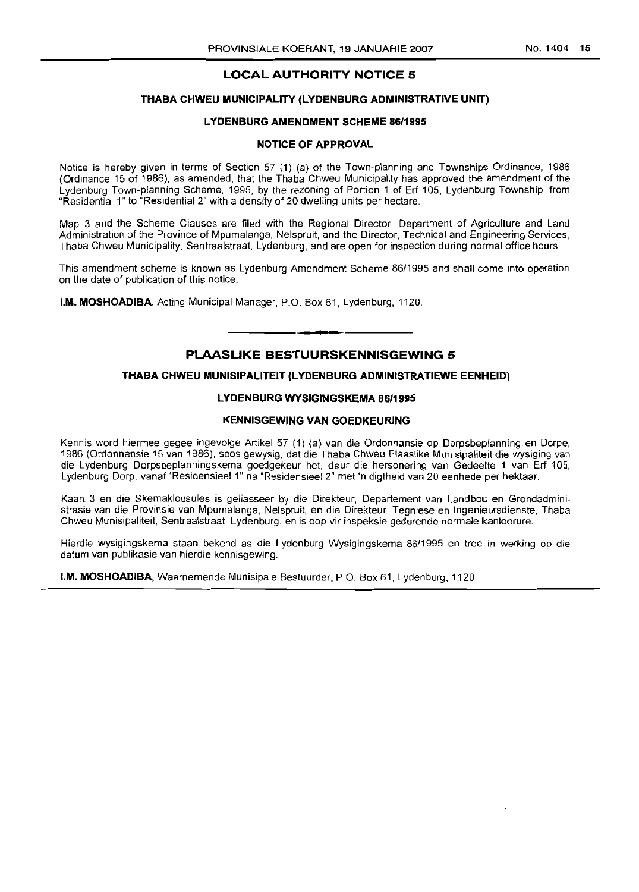## LOCAL AUTHORITY NOTICE 5

### THABA CHWEU MUNICIPALITY (LYDENBURG ADMINISTRATIVE UNIT)

### LYDENBURG AMENDMENT SCHEME 86/1995

### NOTICE OF APPROVAL

Notice is hereby given in terms of Section 57 (1) (a) of the Town-planning and Townships Ordinance, 1986 (Ordinance 15 of 1986), as amended, that the Thaba Chweu Municipality has approved the amendment of the Lydenburg Town-planning Scheme, 1995, by the rezoning of Portion 1 of Erf 105, Lydenburg Township, from "Residential 1" to "Residential 2" with a density of 20 dwelling units per hectare.

Map 3 and the Scheme Clauses are filed with the Regional Director, Department of Agriculture and Land Administration of the Province of Mpumalanga, Nelspruit, and the Director, Technical and Engineering Services, Thaba Chweu Municipality, Sentraalstraat, Lydenburg, and are open for inspection during normal office hours.

This amendment scheme is known as Lydenburg Amendment Scheme 86/1995 and shall come into operation on the date of publication of this notice.

**I.M. MOSHOADIBA**, Acting Municipal Manager, P.O. Box 61, Lydenburg, 1120.

---

## PLAASLIKE BESTUURSKENNISGEWING 5

### THABA CHWEU MUNISIPALITEIT (LYDENBURG ADMINISTRATIEWE EENHEID)

### LYDENBURG WYSIGINGSKEMA 86/1995

### KENNISGEWING VAN GOEDKEURING

Kennis word hiermee gegee ingevolge Artikel 57 (1) (a) van die Ordonnansie op Dorpsbeplanning en Dorpe, 1986 (Ordonnansie 15 van 1986), soos gewysig, dat die Thaba Chweu Plaaslike Munisipaliteit die wysiging van die Lydenburg Dorpsbeplanningskema goedgekeur het, deur die hersonering van Gedeelte 1 van Erf 105, Lydenburg Dorp, vanaf "Residensieel 1" na "Residensieel 2" met 'n digtheid van 20 eenhede per hektaar.

Kaart 3 en die Skemaklousules is geliasseer by die Direkteur, Departement van Landbou en Grondadministrasie van die Provinsie van Mpumalanga, Nelspruit, en die Direkteur, Tegniese en Ingenieursdienste, Thaba Chweu Munisipaliteit, Sentraalstraat, Lydenburg, en is oop vir inspeksie gedurende normale kantoorure.

Hierdie wysigingskema staan bekend as die Lydenburg Wysigingskema 86/1995 en tree in werking op die datum van publikasie van hierdie kennisgewing.

**I.M. MOSHOADIBA**, Waarnemende Munisipale Bestuurder, P.O. Box 61, Lydenburg, 1120